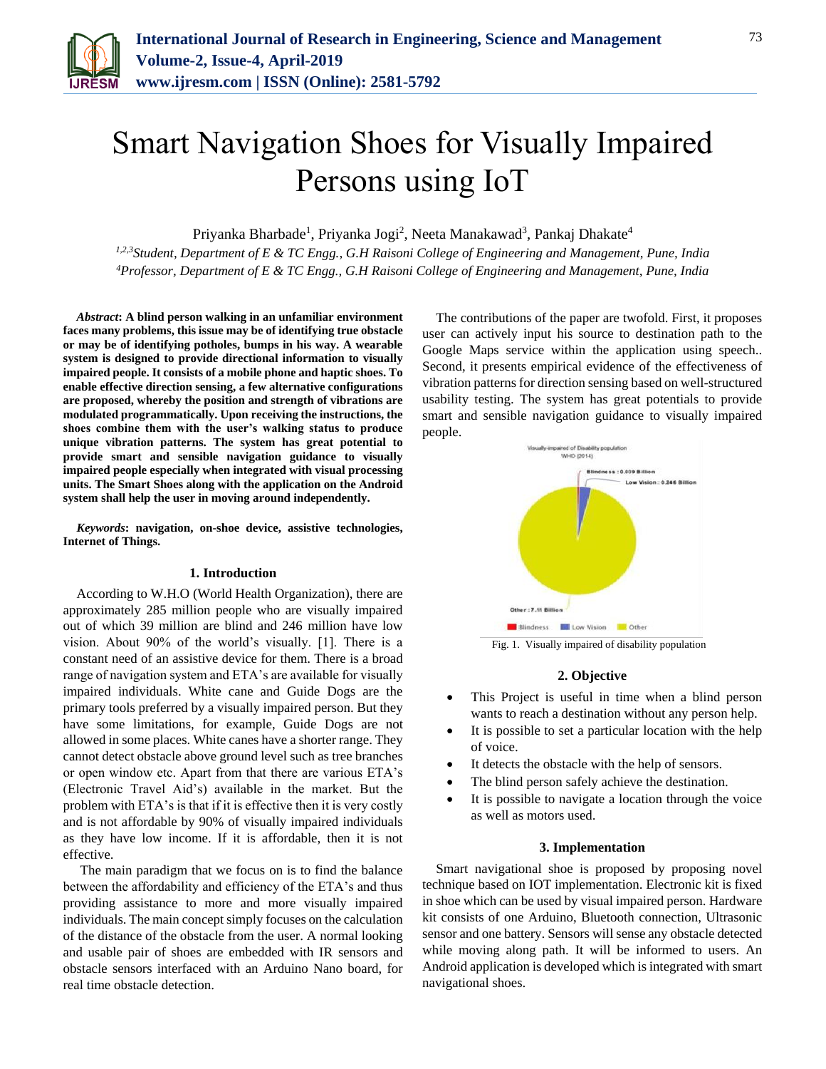# Smart Navigation Shoes for Visually Impaired Persons using IoT

Priyanka Bharbade[1], Priyanka Jogi[2], Neeta Manakawad[3], Pankaj Dhakate[4]

[1,2,3]*Student, Department of E & TC Engg., G.H Raisoni College of Engineering and Management, Pune, India*
[4]*Professor, Department of E & TC Engg., G.H Raisoni College of Engineering and Management, Pune, India*

***Abstract*: A blind person walking in an unfamiliar environment faces many problems, this issue may be of identifying true obstacle or may be of identifying potholes, bumps in his way. A wearable system is designed to provide directional information to visually impaired people. It consists of a mobile phone and haptic shoes. To enable effective direction sensing, a few alternative configurations are proposed, whereby the position and strength of vibrations are modulated programmatically. Upon receiving the instructions, the shoes combine them with the user's walking status to produce unique vibration patterns. The system has great potential to provide smart and sensible navigation guidance to visually impaired people especially when integrated with visual processing units. The Smart Shoes along with the application on the Android system shall help the user in moving around independently.**

***Keywords*: navigation, on-shoe device, assistive technologies, Internet of Things.**

## 1. Introduction

According to W.H.O (World Health Organization), there are approximately 285 million people who are visually impaired out of which 39 million are blind and 246 million have low vision. About 90% of the world's visually. [1]. There is a constant need of an assistive device for them. There is a broad range of navigation system and ETA's are available for visually impaired individuals. White cane and Guide Dogs are the primary tools preferred by a visually impaired person. But they have some limitations, for example, Guide Dogs are not allowed in some places. White canes have a shorter range. They cannot detect obstacle above ground level such as tree branches or open window etc. Apart from that there are various ETA's (Electronic Travel Aid's) available in the market. But the problem with ETA's is that if it is effective then it is very costly and is not affordable by 90% of visually impaired individuals as they have low income. If it is affordable, then it is not effective.

The main paradigm that we focus on is to find the balance between the affordability and efficiency of the ETA's and thus providing assistance to more and more visually impaired individuals. The main concept simply focuses on the calculation of the distance of the obstacle from the user. A normal looking and usable pair of shoes are embedded with IR sensors and obstacle sensors interfaced with an Arduino Nano board, for real time obstacle detection.

The contributions of the paper are twofold. First, it proposes user can actively input his source to destination path to the Google Maps service within the application using speech.. Second, it presents empirical evidence of the effectiveness of vibration patterns for direction sensing based on well-structured usability testing. The system has great potentials to provide smart and sensible navigation guidance to visually impaired people.

Fig. 1. Visually impaired of disability population

## 2. Objective

- This Project is useful in time when a blind person wants to reach a destination without any person help.
- It is possible to set a particular location with the help of voice.
- It detects the obstacle with the help of sensors.
- The blind person safely achieve the destination.
- It is possible to navigate a location through the voice as well as motors used.

## 3. Implementation

Smart navigational shoe is proposed by proposing novel technique based on IOT implementation. Electronic kit is fixed in shoe which can be used by visual impaired person. Hardware kit consists of one Arduino, Bluetooth connection, Ultrasonic sensor and one battery. Sensors will sense any obstacle detected while moving along path. It will be informed to users. An Android application is developed which is integrated with smart navigational shoes.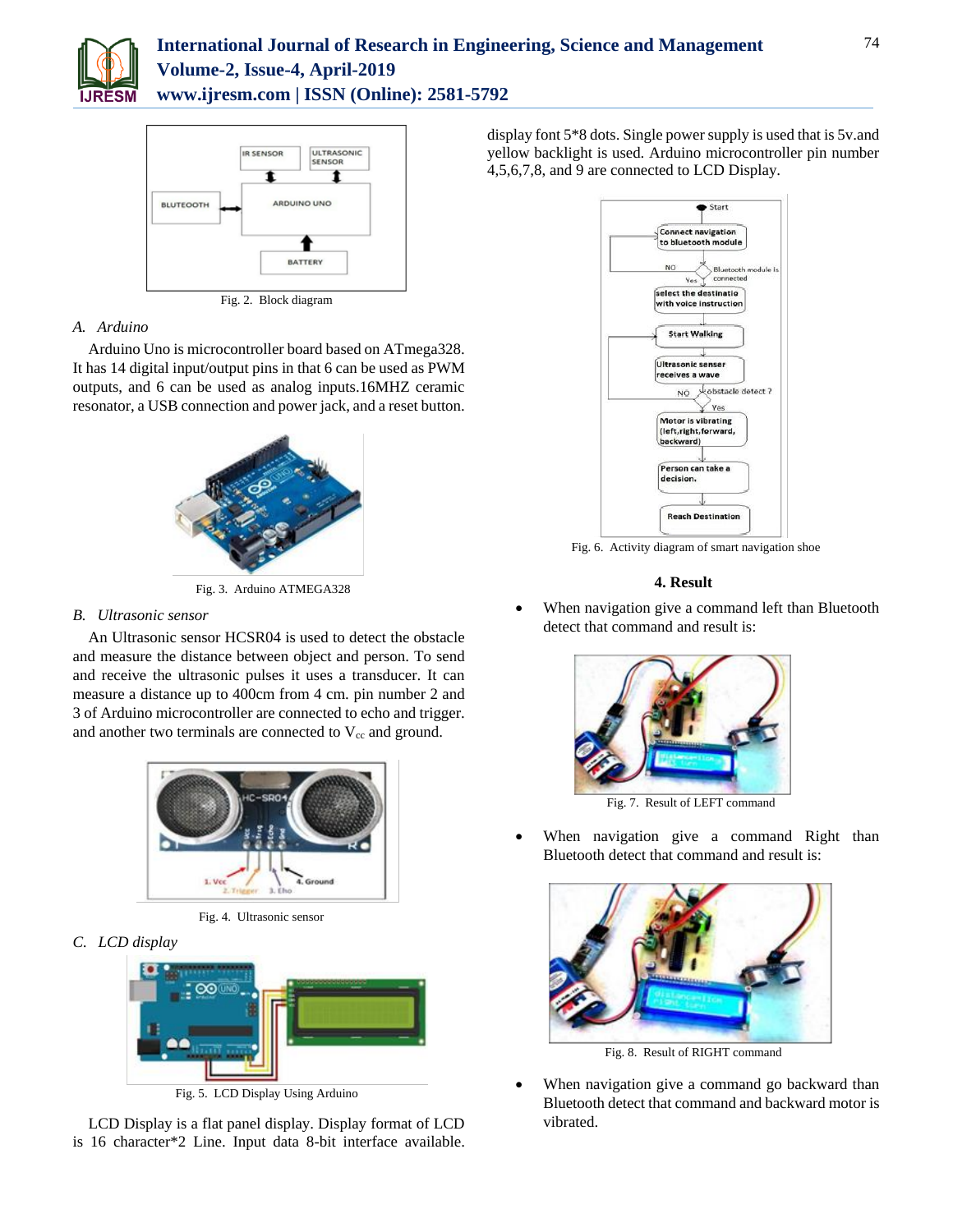Fig. 2. Block diagram

*A. Arduino*

Arduino Uno is microcontroller board based on ATmega328. It has 14 digital input/output pins in that 6 can be used as PWM outputs, and 6 can be used as analog inputs.16MHZ ceramic resonator, a USB connection and power jack, and a reset button.

Fig. 3. Arduino ATMEGA328

*B. Ultrasonic sensor*

An Ultrasonic sensor HCSR04 is used to detect the obstacle and measure the distance between object and person. To send and receive the ultrasonic pulses it uses a transducer. It can measure a distance up to 400cm from 4 cm. pin number 2 and 3 of Arduino microcontroller are connected to echo and trigger. and another two terminals are connected to $V_{cc}$ and ground.

Fig. 4. Ultrasonic sensor

*C. LCD display*

Fig. 5. LCD Display Using Arduino

LCD Display is a flat panel display. Display format of LCD is 16 character*2 Line. Input data 8-bit interface available. display font 5*8 dots. Single power supply is used that is 5v.and yellow backlight is used. Arduino microcontroller pin number 4,5,6,7,8, and 9 are connected to LCD Display.

Fig. 6. Activity diagram of smart navigation shoe

## 4. Result

- When navigation give a command left than Bluetooth detect that command and result is:

Fig. 7. Result of LEFT command

- When navigation give a command Right than Bluetooth detect that command and result is:

Fig. 8. Result of RIGHT command

- When navigation give a command go backward than Bluetooth detect that command and backward motor is vibrated.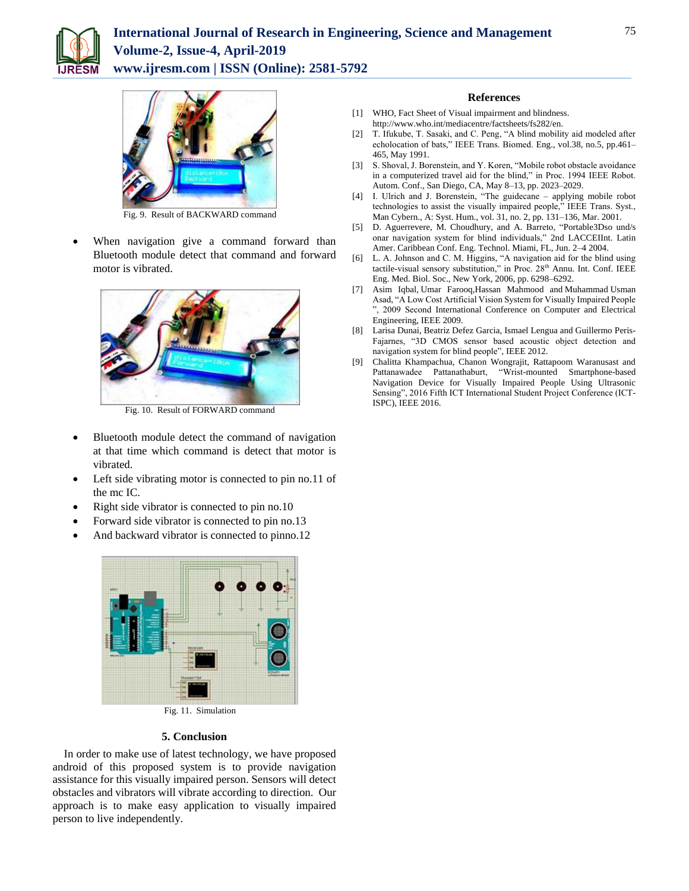Fig. 9. Result of BACKWARD command

- When navigation give a command forward than Bluetooth module detect that command and forward motor is vibrated.

Fig. 10. Result of FORWARD command

- Bluetooth module detect the command of navigation at that time which command is detect that motor is vibrated.
- Left side vibrating motor is connected to pin no.11 of the mc IC.
- Right side vibrator is connected to pin no.10
- Forward side vibrator is connected to pin no.13
- And backward vibrator is connected to pinno.12

Fig. 11. Simulation

## 5. Conclusion

In order to make use of latest technology, we have proposed android of this proposed system is to provide navigation assistance for this visually impaired person. Sensors will detect obstacles and vibrators will vibrate according to direction. Our approach is to make easy application to visually impaired person to live independently.

## References

[1] WHO, Fact Sheet of Visual impairment and blindness. http://www.who.int/mediacentre/factsheets/fs282/en.

[2] T. Ifukube, T. Sasaki, and C. Peng, "A blind mobility aid modeled after echolocation of bats," IEEE Trans. Biomed. Eng., vol.38, no.5, pp.461–465, May 1991.

[3] S. Shoval, J. Borenstein, and Y. Koren, "Mobile robot obstacle avoidance in a computerized travel aid for the blind," in Proc. 1994 IEEE Robot. Autom. Conf., San Diego, CA, May 8–13, pp. 2023–2029.

[4] I. Ulrich and J. Borenstein, "The guidecane – applying mobile robot technologies to assist the visually impaired people," IEEE Trans. Syst., Man Cybern., A: Syst. Hum., vol. 31, no. 2, pp. 131–136, Mar. 2001.

[5] D. Aguerrevere, M. Choudhury, and A. Barreto, "Portable3Dso und/s onar navigation system for blind individuals," 2nd LACCEIInt. Latin Amer. Caribbean Conf. Eng. Technol. Miami, FL, Jun. 2–4 2004.

[6] L. A. Johnson and C. M. Higgins, "A navigation aid for the blind using tactile-visual sensory substitution," in Proc. 28th Annu. Int. Conf. IEEE Eng. Med. Biol. Soc., New York, 2006, pp. 6298–6292.

[7] Asim Iqbal, Umar Farooq,Hassan Mahmood and Muhammad Usman Asad, "A Low Cost Artificial Vision System for Visually Impaired People ", 2009 Second International Conference on Computer and Electrical Engineering, IEEE 2009.

[8] Larisa Dunai, Beatriz Defez Garcia, Ismael Lengua and Guillermo Peris-Fajarnes, "3D CMOS sensor based acoustic object detection and navigation system for blind people", IEEE 2012.

[9] Chalitta Khampachua, Chanon Wongrajit, Rattapoom Waranusast and Pattanawadee Pattanathaburt, "Wrist-mounted Smartphone-based Navigation Device for Visually Impaired People Using Ultrasonic Sensing", 2016 Fifth ICT International Student Project Conference (ICT-ISPC), IEEE 2016.